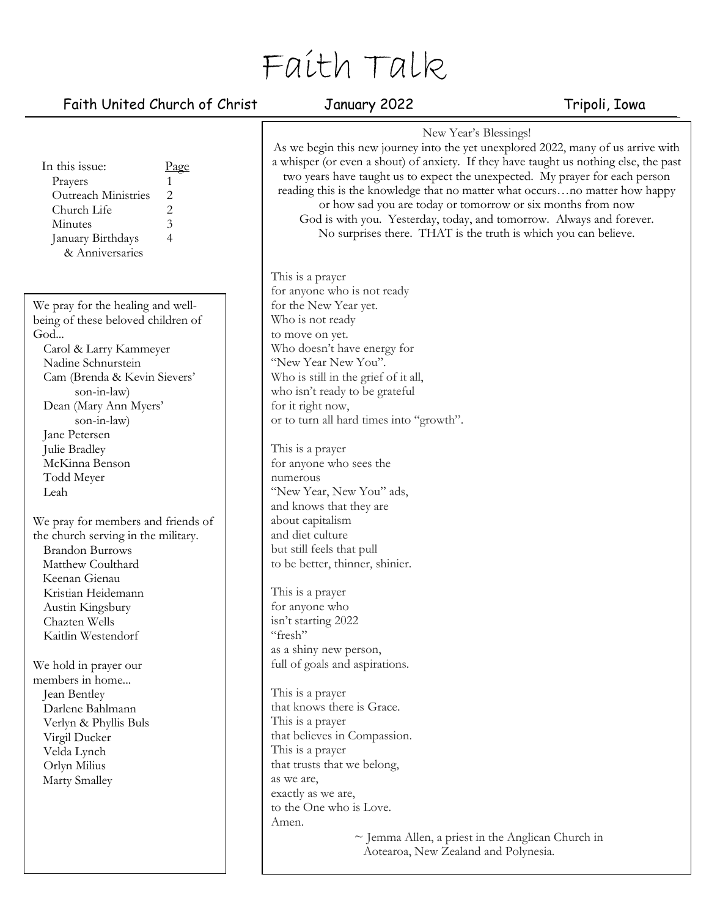# Faith Talk

Faith United Church of Christ — January 2022 — Tripoli, Iowa

| In this issue: | Page |
|---|---|
| Prayers | 1 |
| Outreach Ministries | 2 |
| Church Life | 2 |
| Minutes | 3 |
| January Birthdays & Anniversaries | 4 |

We pray for the healing and well-being of these beloved children of God...

- Carol & Larry Kammeyer
- Nadine Schnurstein
- Cam (Brenda & Kevin Sievers' son-in-law)
- Dean (Mary Ann Myers' son-in-law)
- Jane Petersen
- Julie Bradley
- McKinna Benson
- Todd Meyer
- Leah

We pray for members and friends of the church serving in the military.

- Brandon Burrows
- Matthew Coulthard
- Keenan Gienau
- Kristian Heidemann
- Austin Kingsbury
- Chazten Wells
- Kaitlin Westendorf

We hold in prayer our members in home...

- Jean Bentley
- Darlene Bahlmann
- Verlyn & Phyllis Buls
- Virgil Ducker
- Velda Lynch
- Orlyn Milius
- Marty Smalley

## New Year's Blessings!

As we begin this new journey into the yet unexplored 2022, many of us arrive with a whisper (or even a shout) of anxiety. If they have taught us nothing else, the past two years have taught us to expect the unexpected. My prayer for each person reading this is the knowledge that no matter what occurs…no matter how happy or how sad you are today or tomorrow or six months from now God is with you. Yesterday, today, and tomorrow. Always and forever. No surprises there. THAT is the truth is which you can believe.

This is a prayer  
for anyone who is not ready  
for the New Year yet.  
Who is not ready  
to move on yet.  
Who doesn't have energy for  
"New Year New You".  
Who is still in the grief of it all,  
who isn't ready to be grateful  
for it right now,  
or to turn all hard times into "growth".

This is a prayer  
for anyone who sees the  
numerous  
"New Year, New You" ads,  
and knows that they are  
about capitalism  
and diet culture  
but still feels that pull  
to be better, thinner, shinier.

This is a prayer  
for anyone who  
isn't starting 2022  
"fresh"  
as a shiny new person,  
full of goals and aspirations.

This is a prayer  
that knows there is Grace.  
This is a prayer  
that believes in Compassion.  
This is a prayer  
that trusts that we belong,  
as we are,  
exactly as we are,  
to the One who is Love.  
Amen.

~ Jemma Allen, a priest in the Anglican Church in Aotearoa, New Zealand and Polynesia.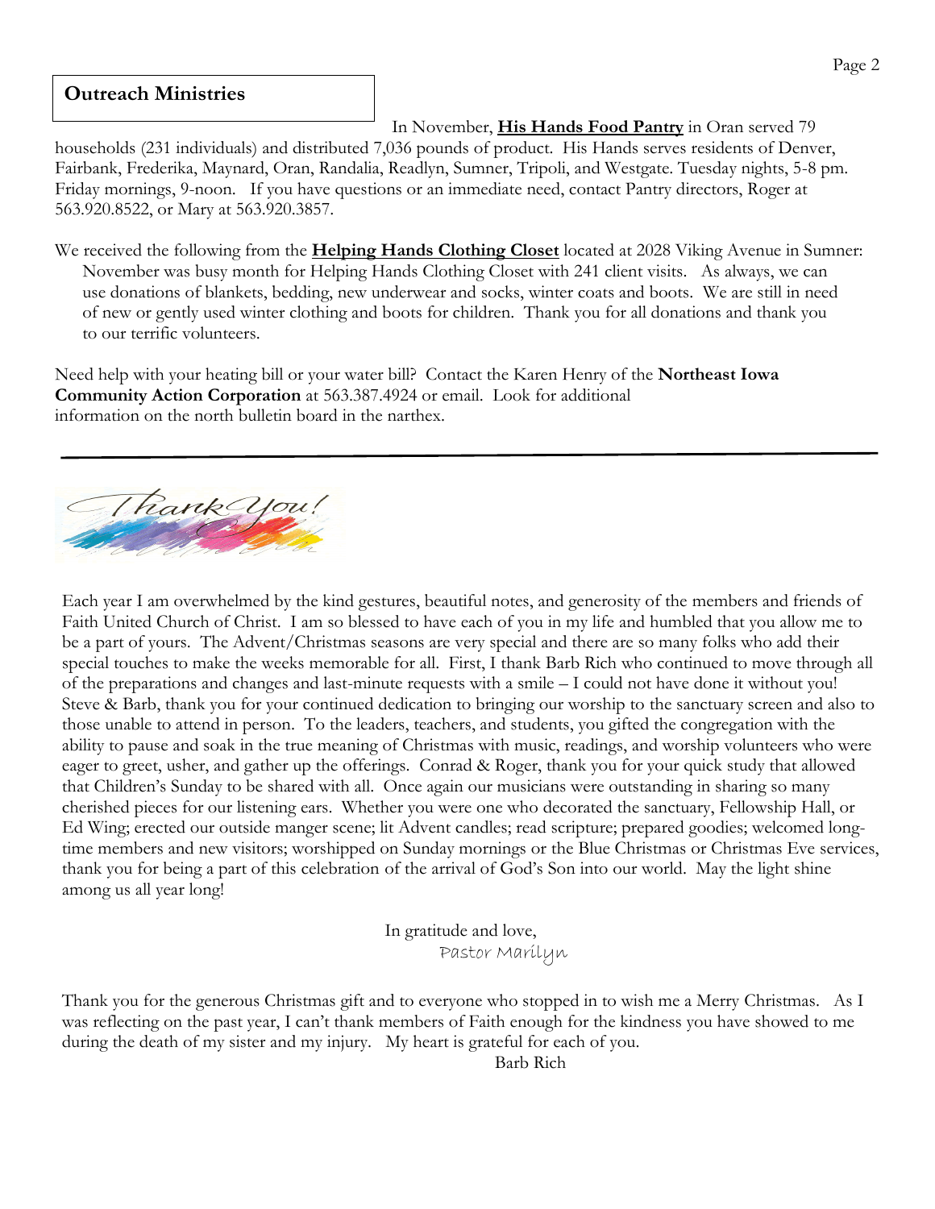## Outreach Ministries

In November, **His Hands Food Pantry** in Oran served 79 households (231 individuals) and distributed 7,036 pounds of product. His Hands serves residents of Denver, Fairbank, Frederika, Maynard, Oran, Randalia, Readlyn, Sumner, Tripoli, and Westgate. Tuesday nights, 5-8 pm. Friday mornings, 9-noon. If you have questions or an immediate need, contact Pantry directors, Roger at 563.920.8522, or Mary at 563.920.3857.

We received the following from the **Helping Hands Clothing Closet** located at 2028 Viking Avenue in Sumner:

> November was busy month for Helping Hands Clothing Closet with 241 client visits. As always, we can use donations of blankets, bedding, new underwear and socks, winter coats and boots. We are still in need of new or gently used winter clothing and boots for children. Thank you for all donations and thank you to our terrific volunteers.

Need help with your heating bill or your water bill? Contact the Karen Henry of the **Northeast Iowa Community Action Corporation** at 563.387.4924 or email. Look for additional information on the north bulletin board in the narthex.

---

Thank You!

Each year I am overwhelmed by the kind gestures, beautiful notes, and generosity of the members and friends of Faith United Church of Christ. I am so blessed to have each of you in my life and humbled that you allow me to be a part of yours. The Advent/Christmas seasons are very special and there are so many folks who add their special touches to make the weeks memorable for all. First, I thank Barb Rich who continued to move through all of the preparations and changes and last-minute requests with a smile – I could not have done it without you! Steve & Barb, thank you for your continued dedication to bringing our worship to the sanctuary screen and also to those unable to attend in person. To the leaders, teachers, and students, you gifted the congregation with the ability to pause and soak in the true meaning of Christmas with music, readings, and worship volunteers who were eager to greet, usher, and gather up the offerings. Conrad & Roger, thank you for your quick study that allowed that Children's Sunday to be shared with all. Once again our musicians were outstanding in sharing so many cherished pieces for our listening ears. Whether you were one who decorated the sanctuary, Fellowship Hall, or Ed Wing; erected our outside manger scene; lit Advent candles; read scripture; prepared goodies; welcomed long-time members and new visitors; worshipped on Sunday mornings or the Blue Christmas or Christmas Eve services, thank you for being a part of this celebration of the arrival of God's Son into our world. May the light shine among us all year long!

In gratitude and love,
*Pastor Marilyn*

Thank you for the generous Christmas gift and to everyone who stopped in to wish me a Merry Christmas. As I was reflecting on the past year, I can't thank members of Faith enough for the kindness you have showed to me during the death of my sister and my injury. My heart is grateful for each of you.

Barb Rich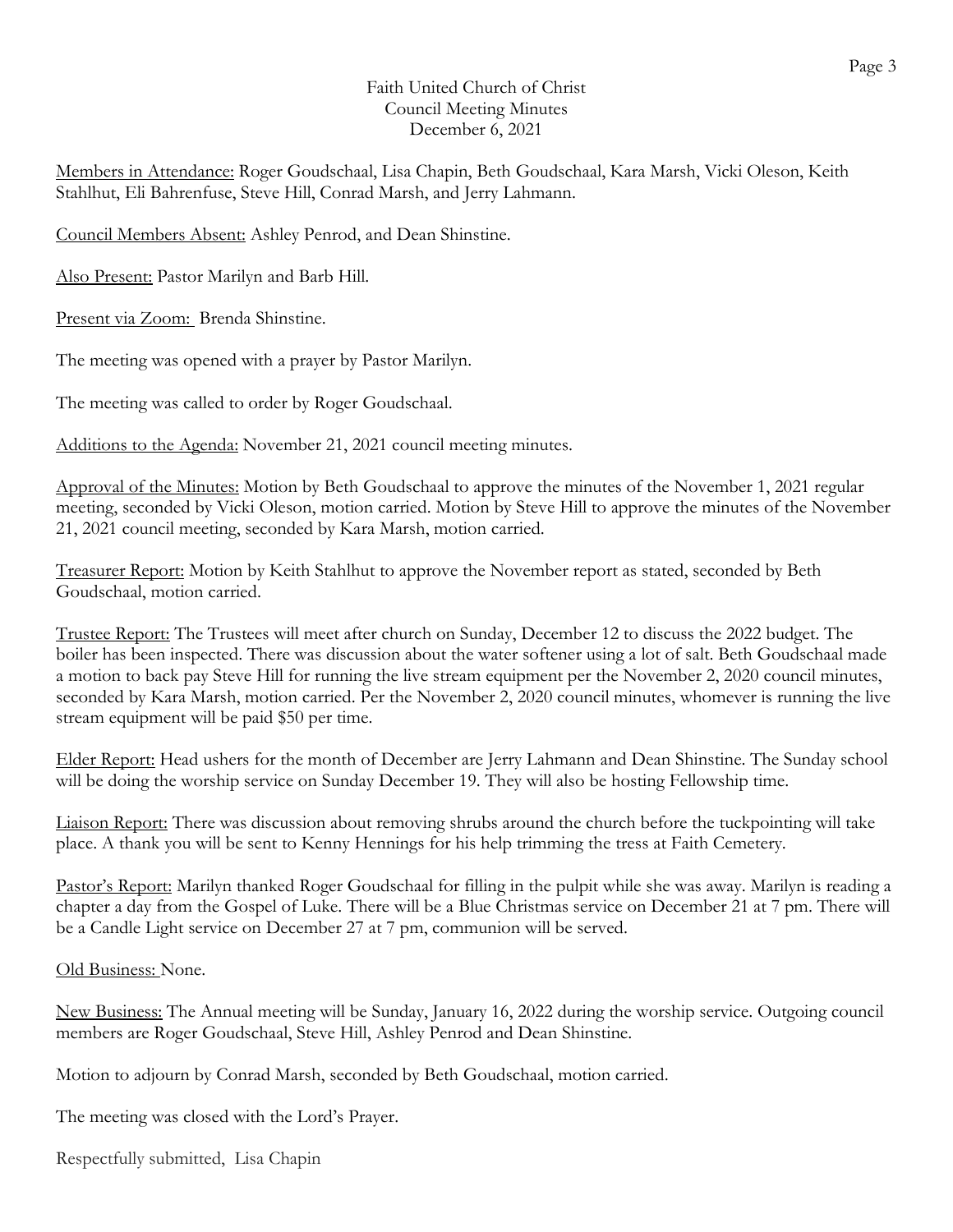Faith United Church of Christ
Council Meeting Minutes
December 6, 2021

Members in Attendance: Roger Goudschaal, Lisa Chapin, Beth Goudschaal, Kara Marsh, Vicki Oleson, Keith Stahlhut, Eli Bahrenfuse, Steve Hill, Conrad Marsh, and Jerry Lahmann.

Council Members Absent: Ashley Penrod, and Dean Shinstine.

Also Present: Pastor Marilyn and Barb Hill.

Present via Zoom: Brenda Shinstine.

The meeting was opened with a prayer by Pastor Marilyn.

The meeting was called to order by Roger Goudschaal.

Additions to the Agenda: November 21, 2021 council meeting minutes.

Approval of the Minutes: Motion by Beth Goudschaal to approve the minutes of the November 1, 2021 regular meeting, seconded by Vicki Oleson, motion carried. Motion by Steve Hill to approve the minutes of the November 21, 2021 council meeting, seconded by Kara Marsh, motion carried.

Treasurer Report: Motion by Keith Stahlhut to approve the November report as stated, seconded by Beth Goudschaal, motion carried.

Trustee Report: The Trustees will meet after church on Sunday, December 12 to discuss the 2022 budget. The boiler has been inspected. There was discussion about the water softener using a lot of salt. Beth Goudschaal made a motion to back pay Steve Hill for running the live stream equipment per the November 2, 2020 council minutes, seconded by Kara Marsh, motion carried. Per the November 2, 2020 council minutes, whomever is running the live stream equipment will be paid $50 per time.

Elder Report: Head ushers for the month of December are Jerry Lahmann and Dean Shinstine. The Sunday school will be doing the worship service on Sunday December 19. They will also be hosting Fellowship time.

Liaison Report: There was discussion about removing shrubs around the church before the tuckpointing will take place. A thank you will be sent to Kenny Hennings for his help trimming the tress at Faith Cemetery.

Pastor's Report: Marilyn thanked Roger Goudschaal for filling in the pulpit while she was away. Marilyn is reading a chapter a day from the Gospel of Luke. There will be a Blue Christmas service on December 21 at 7 pm. There will be a Candle Light service on December 27 at 7 pm, communion will be served.

Old Business: None.

New Business: The Annual meeting will be Sunday, January 16, 2022 during the worship service. Outgoing council members are Roger Goudschaal, Steve Hill, Ashley Penrod and Dean Shinstine.

Motion to adjourn by Conrad Marsh, seconded by Beth Goudschaal, motion carried.

The meeting was closed with the Lord's Prayer.

Respectfully submitted, Lisa Chapin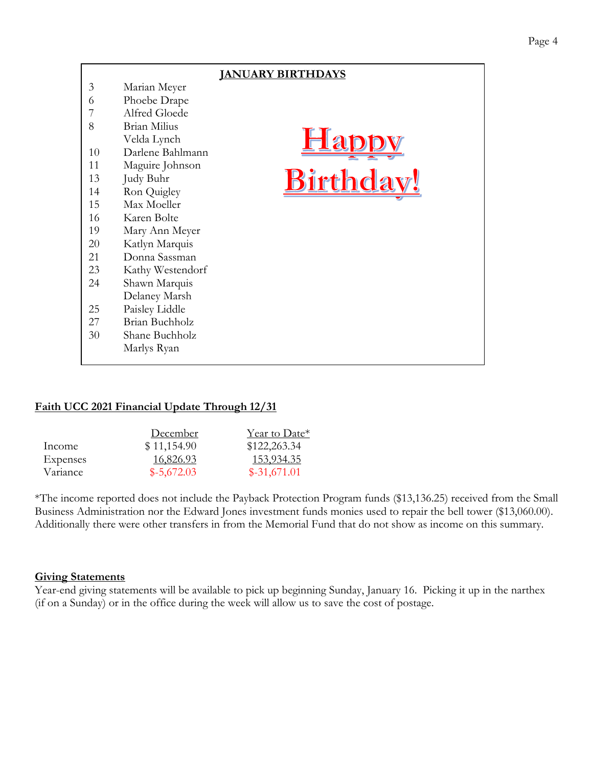## JANUARY BIRTHDAYS

| | |
|---|---|
| 3 | Marian Meyer |
| 6 | Phoebe Drape |
| 7 | Alfred Gloede |
| 8 | Brian Milius |
| | Velda Lynch |
| 10 | Darlene Bahlmann |
| 11 | Maguire Johnson |
| 13 | Judy Buhr |
| 14 | Ron Quigley |
| 15 | Max Moeller |
| 16 | Karen Bolte |
| 19 | Mary Ann Meyer |
| 20 | Katlyn Marquis |
| 21 | Donna Sassman |
| 23 | Kathy Westendorf |
| 24 | Shawn Marquis |
| | Delaney Marsh |
| 25 | Paisley Liddle |
| 27 | Brian Buchholz |
| 30 | Shane Buchholz |
| | Marlys Ryan |

**Happy Birthday!**

## Faith UCC 2021 Financial Update Through 12/31

| | December | Year to Date* |
|---|---|---|
| Income | $ 11,154.90 | $122,263.34 |
| Expenses | 16,826.93 | 153,934.35 |
| Variance | $-5,672.03 | $-31,671.01 |

*The income reported does not include the Payback Protection Program funds ($13,136.25) received from the Small Business Administration nor the Edward Jones investment funds monies used to repair the bell tower ($13,060.00). Additionally there were other transfers in from the Memorial Fund that do not show as income on this summary.

## Giving Statements

Year-end giving statements will be available to pick up beginning Sunday, January 16. Picking it up in the narthex (if on a Sunday) or in the office during the week will allow us to save the cost of postage.